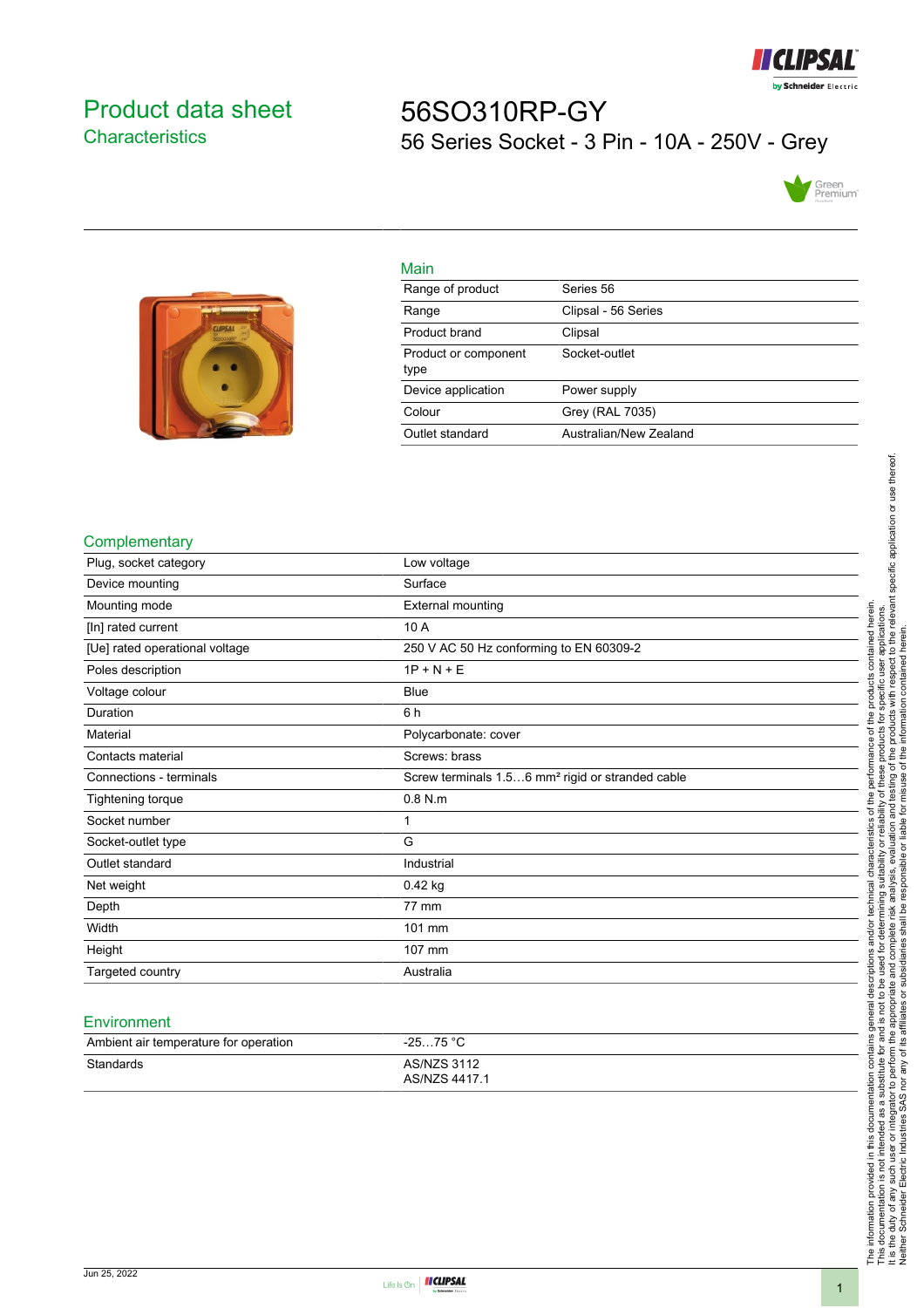# Product data sheet
## Characteristics

# 56SO310RP-GY
## 56 Series Socket - 3 Pin - 10A - 250V - Grey

### Main

| | |
|---|---|
| Range of product | Series 56 |
| Range | Clipsal - 56 Series |
| Product brand | Clipsal |
| Product or component type | Socket-outlet |
| Device application | Power supply |
| Colour | Grey (RAL 7035) |
| Outlet standard | Australian/New Zealand |

### Complementary

| | |
|---|---|
| Plug, socket category | Low voltage |
| Device mounting | Surface |
| Mounting mode | External mounting |
| [In] rated current | 10 A |
| [Ue] rated operational voltage | 250 V AC 50 Hz conforming to EN 60309-2 |
| Poles description | 1P + N + E |
| Voltage colour | Blue |
| Duration | 6 h |
| Material | Polycarbonate: cover |
| Contacts material | Screws: brass |
| Connections - terminals | Screw terminals 1.5…6 mm² rigid or stranded cable |
| Tightening torque | 0.8 N.m |
| Socket number | 1 |
| Socket-outlet type | G |
| Outlet standard | Industrial |
| Net weight | 0.42 kg |
| Depth | 77 mm |
| Width | 101 mm |
| Height | 107 mm |
| Targeted country | Australia |

### Environment

| | |
|---|---|
| Ambient air temperature for operation | -25…75 °C |
| Standards | AS/NZS 3112<br>AS/NZS 4417.1 |

The information provided in this documentation contains general descriptions and/or technical characteristics of the performance of the products contained herein.
This documentation is not intended as a substitute for and is not to be used for determining suitability or reliability of these products for specific user applications.
It is the duty of any such user or integrator to perform the appropriate and complete risk analysis, evaluation and testing of the products with respect to the relevant specific application or use thereof.
Neither Schneider Electric Industries SAS nor any of its affiliates or subsidiaries shall be responsible or liable for misuse of the information contained herein.

Jun 25, 2022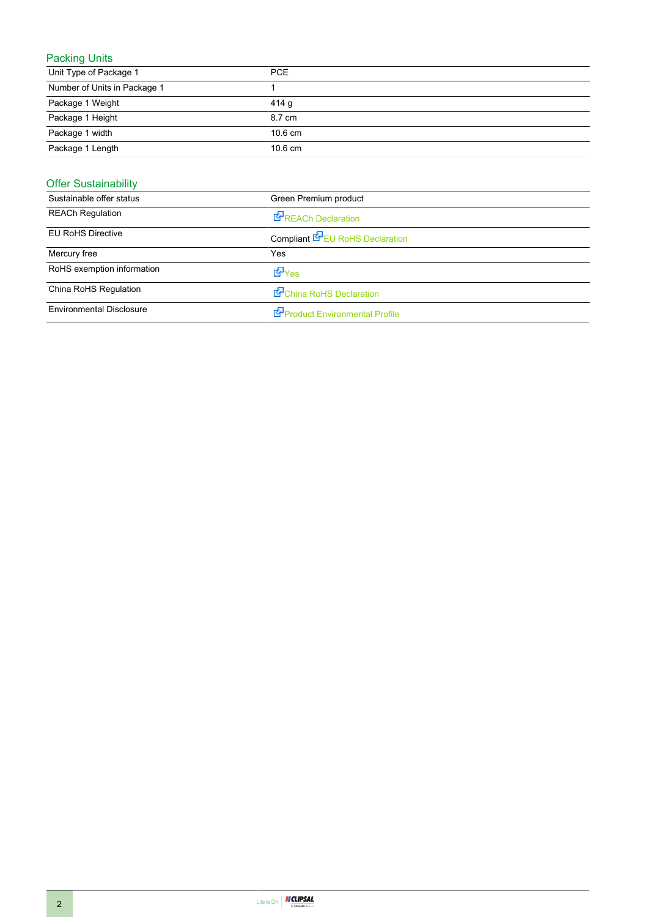## Packing Units

| | |
|---|---|
| Unit Type of Package 1 | PCE |
| Number of Units in Package 1 | 1 |
| Package 1 Weight | 414 g |
| Package 1 Height | 8.7 cm |
| Package 1 width | 10.6 cm |
| Package 1 Length | 10.6 cm |

## Offer Sustainability

| | |
|---|---|
| Sustainable offer status | Green Premium product |
| REACh Regulation | REACh Declaration |
| EU RoHS Directive | Compliant EU RoHS Declaration |
| Mercury free | Yes |
| RoHS exemption information | Yes |
| China RoHS Regulation | China RoHS Declaration |
| Environmental Disclosure | Product Environmental Profile |